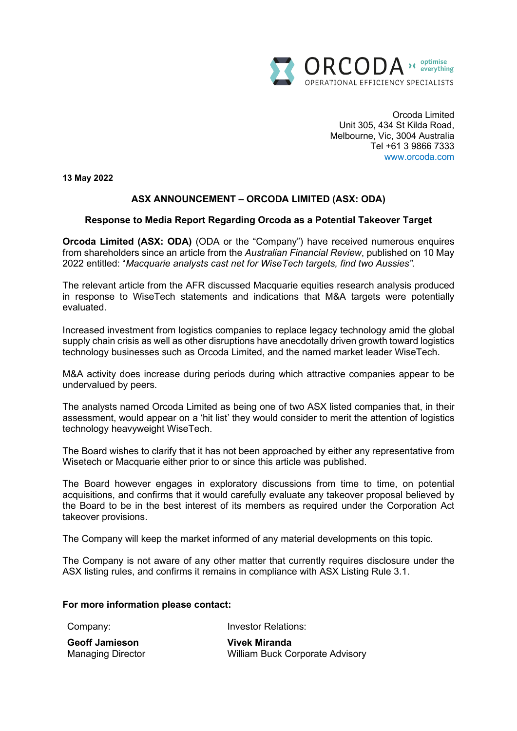ORCODA optimise everything
OPERATIONAL EFFICIENCY SPECIALISTS

Orcoda Limited
Unit 305, 434 St Kilda Road,
Melbourne, Vic, 3004 Australia
Tel +61 3 9866 7333
www.orcoda.com

**13 May 2022**

## ASX ANNOUNCEMENT – ORCODA LIMITED (ASX: ODA)

### Response to Media Report Regarding Orcoda as a Potential Takeover Target

**Orcoda Limited (ASX: ODA)** (ODA or the "Company") have received numerous enquires from shareholders since an article from the *Australian Financial Review*, published on 10 May 2022 entitled: "*Macquarie analysts cast net for WiseTech targets, find two Aussies".*

The relevant article from the AFR discussed Macquarie equities research analysis produced in response to WiseTech statements and indications that M&A targets were potentially evaluated.

Increased investment from logistics companies to replace legacy technology amid the global supply chain crisis as well as other disruptions have anecdotally driven growth toward logistics technology businesses such as Orcoda Limited, and the named market leader WiseTech.

M&A activity does increase during periods during which attractive companies appear to be undervalued by peers.

The analysts named Orcoda Limited as being one of two ASX listed companies that, in their assessment, would appear on a 'hit list' they would consider to merit the attention of logistics technology heavyweight WiseTech.

The Board wishes to clarify that it has not been approached by either any representative from Wisetech or Macquarie either prior to or since this article was published.

The Board however engages in exploratory discussions from time to time, on potential acquisitions, and confirms that it would carefully evaluate any takeover proposal believed by the Board to be in the best interest of its members as required under the Corporation Act takeover provisions.

The Company will keep the market informed of any material developments on this topic.

The Company is not aware of any other matter that currently requires disclosure under the ASX listing rules, and confirms it remains in compliance with ASX Listing Rule 3.1.

**For more information please contact:**

| Company: | Investor Relations: |
|---|---|
| **Geoff Jamieson** | **Vivek Miranda** |
| Managing Director | William Buck Corporate Advisory |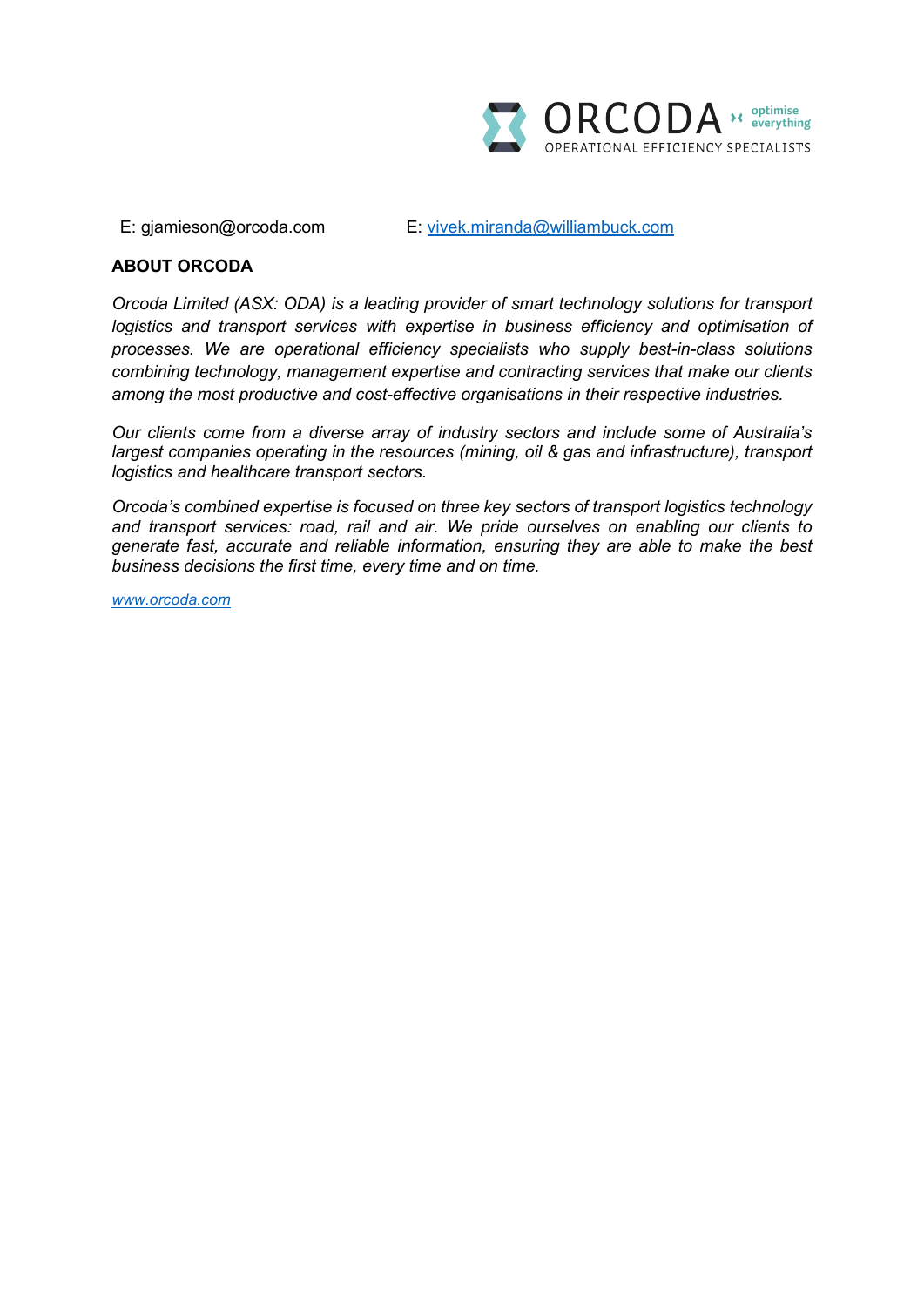E: gjamieson@orcoda.com E: vivek.miranda@williambuck.com

**ABOUT ORCODA**

*Orcoda Limited (ASX: ODA) is a leading provider of smart technology solutions for transport logistics and transport services with expertise in business efficiency and optimisation of processes. We are operational efficiency specialists who supply best-in-class solutions combining technology, management expertise and contracting services that make our clients among the most productive and cost-effective organisations in their respective industries.*

*Our clients come from a diverse array of industry sectors and include some of Australia's largest companies operating in the resources (mining, oil & gas and infrastructure), transport logistics and healthcare transport sectors.*

*Orcoda's combined expertise is focused on three key sectors of transport logistics technology and transport services: road, rail and air. We pride ourselves on enabling our clients to generate fast, accurate and reliable information, ensuring they are able to make the best business decisions the first time, every time and on time.*

*www.orcoda.com*